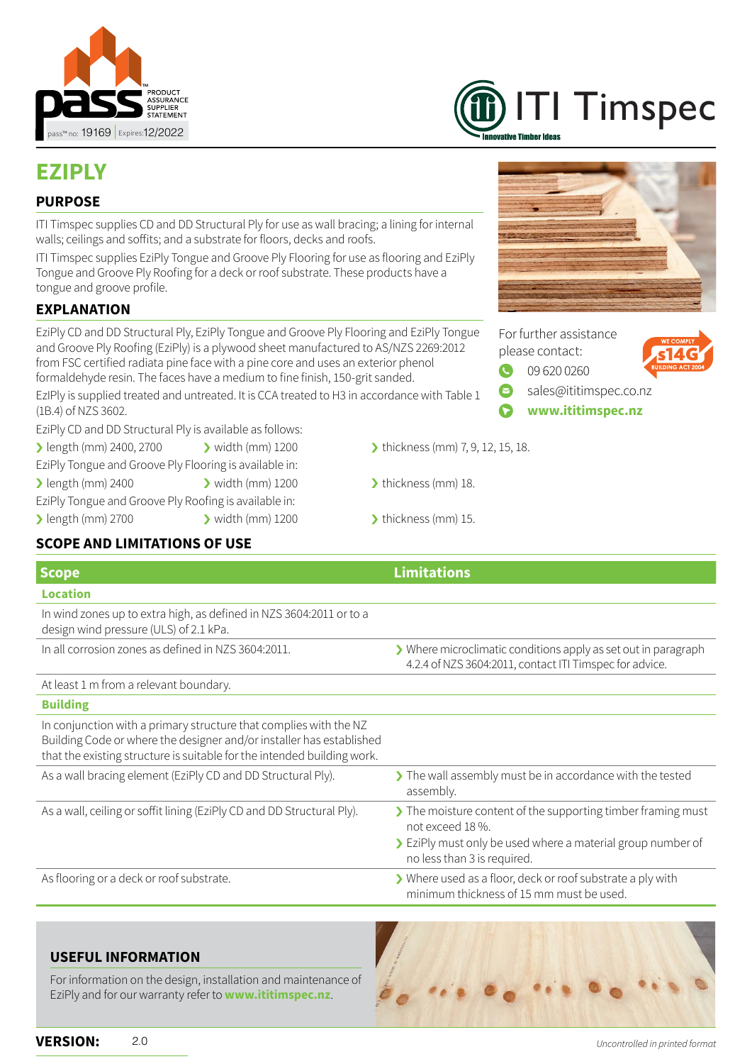PRODUCT ASSURANCE SUPPLIER STATEMENT

pass™ no: 19169 | Expires: 12/2022

ITI Timspec

Innovative Timber Ideas

# EZIPLY

## PURPOSE

ITI Timspec supplies CD and DD Structural Ply for use as wall bracing; a lining for internal walls; ceilings and soffits; and a substrate for floors, decks and roofs.

ITI Timspec supplies EziPly Tongue and Groove Ply Flooring for use as flooring and EziPly Tongue and Groove Ply Roofing for a deck or roof substrate. These products have a tongue and groove profile.

## EXPLANATION

EziPly CD and DD Structural Ply, EziPly Tongue and Groove Ply Flooring and EziPly Tongue and Groove Ply Roofing (EziPly) is a plywood sheet manufactured to AS/NZS 2269:2012 from FSC certified radiata pine face with a pine core and uses an exterior phenol formaldehyde resin. The faces have a medium to fine finish, 150-grit sanded.

EzIPly is supplied treated and untreated. It is CCA treated to H3 in accordance with Table 1 (1B.4) of NZS 3602.

EziPly CD and DD Structural Ply is available as follows:

- length (mm) 2400, 2700
- width (mm) 1200
- thickness (mm) 7, 9, 12, 15, 18.

EziPly Tongue and Groove Ply Flooring is available in:

- length (mm) 2400
- width (mm) 1200
- thickness (mm) 18.

EziPly Tongue and Groove Ply Roofing is available in:

- length (mm) 2700
- width (mm) 1200
- thickness (mm) 15.

For further assistance please contact:

- 09 620 0260
- sales@ititimspec.co.nz
- **www.ititimspec.nz**

WE COMPLY s14G BUILDING ACT 2004

## SCOPE AND LIMITATIONS OF USE

| Scope | Limitations |
|---|---|
| **Location** | |
| In wind zones up to extra high, as defined in NZS 3604:2011 or to a design wind pressure (ULS) of 2.1 kPa. | |
| In all corrosion zones as defined in NZS 3604:2011. | Where microclimatic conditions apply as set out in paragraph 4.2.4 of NZS 3604:2011, contact ITI Timspec for advice. |
| At least 1 m from a relevant boundary. | |
| **Building** | |
| In conjunction with a primary structure that complies with the NZ Building Code or where the designer and/or installer has established that the existing structure is suitable for the intended building work. | |
| As a wall bracing element (EziPly CD and DD Structural Ply). | The wall assembly must be in accordance with the tested assembly. |
| As a wall, ceiling or soffit lining (EziPly CD and DD Structural Ply). | The moisture content of the supporting timber framing must not exceed 18 %. EziPly must only be used where a material group number of no less than 3 is required. |
| As flooring or a deck or roof substrate. | Where used as a floor, deck or roof substrate a ply with minimum thickness of 15 mm must be used. |

## USEFUL INFORMATION

For information on the design, installation and maintenance of EziPly and for our warranty refer to **www.ititimspec.nz**.

**VERSION:** 2.0

*Uncontrolled in printed format*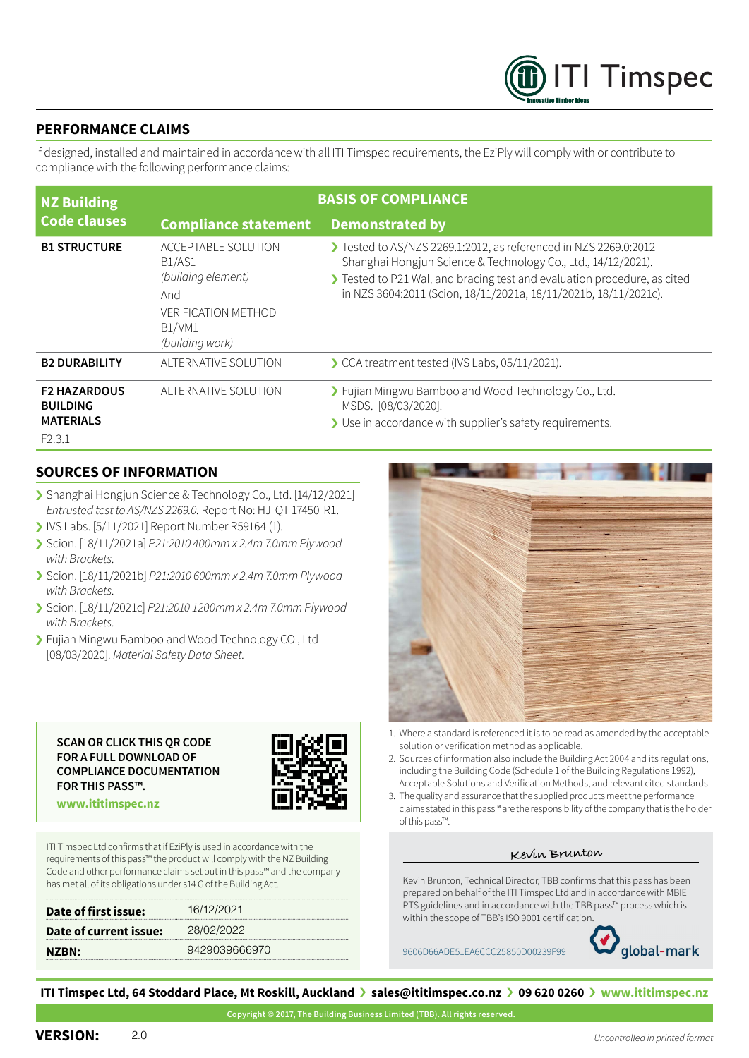## PERFORMANCE CLAIMS

If designed, installed and maintained in accordance with all ITI Timspec requirements, the EziPly will comply with or contribute to compliance with the following performance claims:

| NZ Building Code clauses | BASIS OF COMPLIANCE | |
|---|---|---|
| | **Compliance statement** | **Demonstrated by** |
| **B1 STRUCTURE** | ACCEPTABLE SOLUTION B1/AS1 *(building element)* And VERIFICATION METHOD B1/VM1 *(building work)* | › Tested to AS/NZS 2269.1:2012, as referenced in NZS 2269.0:2012 Shanghai Hongjun Science & Technology Co., Ltd., 14/12/2021). › Tested to P21 Wall and bracing test and evaluation procedure, as cited in NZS 3604:2011 (Scion, 18/11/2021a, 18/11/2021b, 18/11/2021c). |
| **B2 DURABILITY** | ALTERNATIVE SOLUTION | › CCA treatment tested (IVS Labs, 05/11/2021). |
| **F2 HAZARDOUS BUILDING MATERIALS** F2.3.1 | ALTERNATIVE SOLUTION | › Fujian Mingwu Bamboo and Wood Technology Co., Ltd. MSDS. [08/03/2020]. › Use in accordance with supplier's safety requirements. |

## SOURCES OF INFORMATION

- Shanghai Hongjun Science & Technology Co., Ltd. [14/12/2021] *Entrusted test to AS/NZS 2269.0.* Report No: HJ-QT-17450-R1.
- IVS Labs. [5/11/2021] Report Number R59164 (1).
- Scion. [18/11/2021a] *P21:2010 400mm x 2.4m 7.0mm Plywood with Brackets.*
- Scion. [18/11/2021b] *P21:2010 600mm x 2.4m 7.0mm Plywood with Brackets.*
- Scion. [18/11/2021c] *P21:2010 1200mm x 2.4m 7.0mm Plywood with Brackets.*
- Fujian Mingwu Bamboo and Wood Technology CO., Ltd [08/03/2020]. *Material Safety Data Sheet.*

1. Where a standard is referenced it is to be read as amended by the acceptable solution or verification method as applicable.
2. Sources of information also include the Building Act 2004 and its regulations, including the Building Code (Schedule 1 of the Building Regulations 1992), Acceptable Solutions and Verification Methods, and relevant cited standards.
3. The quality and assurance that the supplied products meet the performance claims stated in this pass™ are the responsibility of the company that is the holder of this pass™.

**SCAN OR CLICK THIS QR CODE FOR A FULL DOWNLOAD OF COMPLIANCE DOCUMENTATION FOR THIS PASS™.**

**www.ititimspec.nz**

ITI Timspec Ltd confirms that if EziPly is used in accordance with the requirements of this pass™ the product will comply with the NZ Building Code and other performance claims set out in this pass™ and the company has met all of its obligations under s14 G of the Building Act.

| | |
|---|---|
| **Date of first issue:** | 16/12/2021 |
| **Date of current issue:** | 28/02/2022 |
| **NZBN:** | 9429039666970 |

Kevin Brunton

Kevin Brunton, Technical Director, TBB confirms that this pass has been prepared on behalf of the ITI Timspec Ltd and in accordance with MBIE PTS guidelines and in accordance with the TBB pass™ process which is within the scope of TBB's ISO 9001 certification.

9606D66ADE51EA6CCC25850D00239F99

global-mark

**ITI Timspec Ltd, 64 Stoddard Place, Mt Roskill, Auckland › sales@ititimspec.co.nz › 09 620 0260 › www.ititimspec.nz**

Copyright © 2017, The Building Business Limited (TBB). All rights reserved.

**VERSION:** 2.0

*Uncontrolled in printed format*